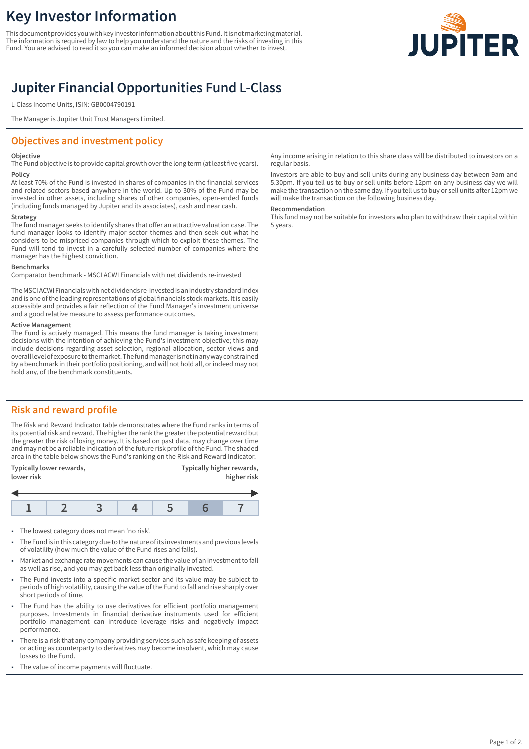# Key Investor Information

This document provides you with key investor information about this Fund. It is not marketing material. The information is required by law to help you understand the nature and the risks of investing in this Fund. You are advised to read it so you can make an informed decision about whether to invest.

## Jupiter Financial Opportunities Fund L-Class

L-Class Income Units, ISIN: GB0004790191

The Manager is Jupiter Unit Trust Managers Limited.

## Objectives and investment policy

**Objective**

The Fund objective is to provide capital growth over the long term (at least five years).

**Policy**

At least 70% of the Fund is invested in shares of companies in the financial services and related sectors based anywhere in the world. Up to 30% of the Fund may be invested in other assets, including shares of other companies, open-ended funds (including funds managed by Jupiter and its associates), cash and near cash.

**Strategy**

The fund manager seeks to identify shares that offer an attractive valuation case. The fund manager looks to identify major sector themes and then seek out what he considers to be mispriced companies through which to exploit these themes. The Fund will tend to invest in a carefully selected number of companies where the manager has the highest conviction.

**Benchmarks**

Comparator benchmark - MSCI ACWI Financials with net dividends re-invested

The MSCI ACWI Financials with net dividends re-invested is an industry standard index and is one of the leading representations of global financials stock markets. It is easily accessible and provides a fair reflection of the Fund Manager's investment universe and a good relative measure to assess performance outcomes.

**Active Management**

The Fund is actively managed. This means the fund manager is taking investment decisions with the intention of achieving the Fund's investment objective; this may include decisions regarding asset selection, regional allocation, sector views and overall level of exposure to the market. The fund manager is not in any way constrained by a benchmark in their portfolio positioning, and will not hold all, or indeed may not hold any, of the benchmark constituents.

Any income arising in relation to this share class will be distributed to investors on a regular basis.

Investors are able to buy and sell units during any business day between 9am and 5.30pm. If you tell us to buy or sell units before 12pm on any business day we will make the transaction on the same day. If you tell us to buy or sell units after 12pm we will make the transaction on the following business day.

**Recommendation**

This fund may not be suitable for investors who plan to withdraw their capital within 5 years.

## Risk and reward profile

The Risk and Reward Indicator table demonstrates where the Fund ranks in terms of its potential risk and reward. The higher the rank the greater the potential reward but the greater the risk of losing money. It is based on past data, may change over time and may not be a reliable indication of the future risk profile of the Fund. The shaded area in the table below shows the Fund's ranking on the Risk and Reward Indicator.

**Typically lower rewards, lower risk** ← → **Typically higher rewards, higher risk**

| 1 | 2 | 3 | 4 | 5 | **6** | 7 |
|---|---|---|---|---|---|---|

(Shaded: 6)

- The lowest category does not mean 'no risk'.
- The Fund is in this category due to the nature of its investments and previous levels of volatility (how much the value of the Fund rises and falls).
- Market and exchange rate movements can cause the value of an investment to fall as well as rise, and you may get back less than originally invested.
- The Fund invests into a specific market sector and its value may be subject to periods of high volatility, causing the value of the Fund to fall and rise sharply over short periods of time.
- The Fund has the ability to use derivatives for efficient portfolio management purposes. Investments in financial derivative instruments used for efficient portfolio management can introduce leverage risks and negatively impact performance.
- There is a risk that any company providing services such as safe keeping of assets or acting as counterparty to derivatives may become insolvent, which may cause losses to the Fund.
- The value of income payments will fluctuate.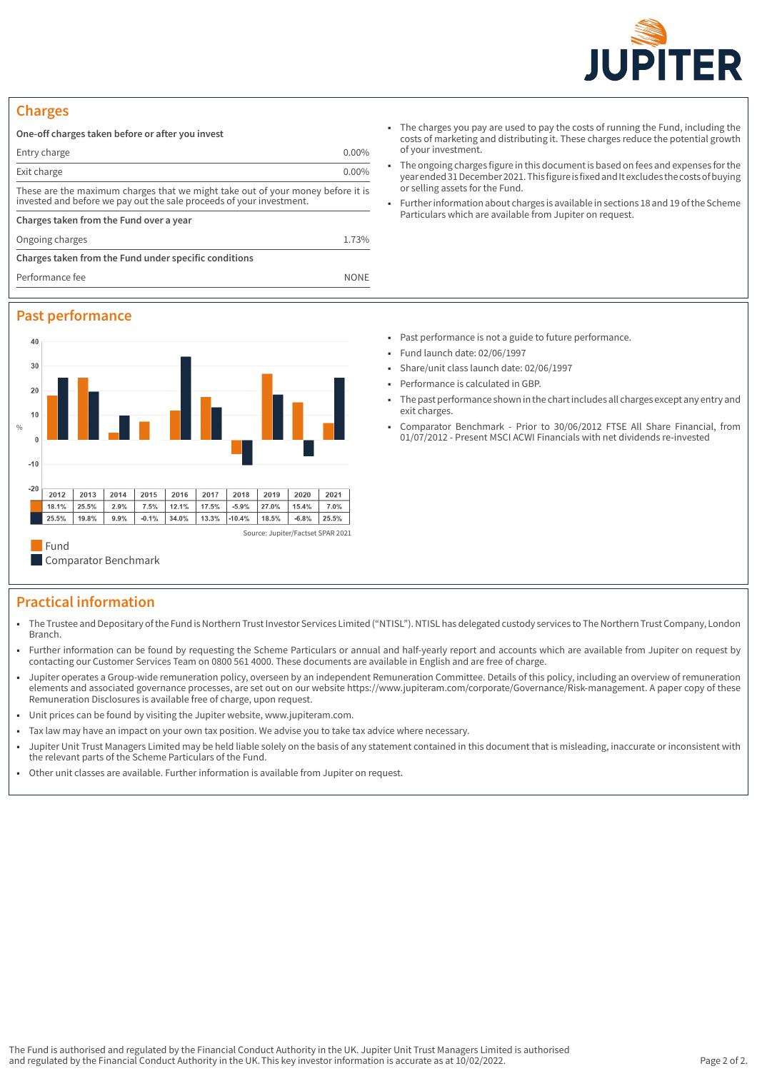## Charges

**One-off charges taken before or after you invest**

| | |
|---|---|
| Entry charge | 0.00% |
| Exit charge | 0.00% |

These are the maximum charges that we might take out of your money before it is invested and before we pay out the sale proceeds of your investment.

**Charges taken from the Fund over a year**

| | |
|---|---|
| Ongoing charges | 1.73% |

**Charges taken from the Fund under specific conditions**

| | |
|---|---|
| Performance fee | NONE |

- The charges you pay are used to pay the costs of running the Fund, including the costs of marketing and distributing it. These charges reduce the potential growth of your investment.
- The ongoing charges figure in this document is based on fees and expenses for the year ended 31 December 2021. This figure is fixed and It excludes the costs of buying or selling assets for the Fund.
- Further information about charges is available in sections 18 and 19 of the Scheme Particulars which are available from Jupiter on request.

## Past performance

40
30
20
10
%
0
-10
-20

| | 2012 | 2013 | 2014 | 2015 | 2016 | 2017 | 2018 | 2019 | 2020 | 2021 |
|---|---|---|---|---|---|---|---|---|---|---|
| Fund | 18.1% | 25.5% | 2.9% | 7.5% | 12.1% | 17.5% | -5.9% | 27.0% | 15.4% | 7.0% |
| Comparator Benchmark | 25.5% | 19.8% | 9.9% | -0.1% | 34.0% | 13.3% | -10.4% | 18.5% | -6.8% | 25.5% |

Source: Jupiter/Factset SPAR 2021

Fund
Comparator Benchmark

- Past performance is not a guide to future performance.
- Fund launch date: 02/06/1997
- Share/unit class launch date: 02/06/1997
- Performance is calculated in GBP.
- The past performance shown in the chart includes all charges except any entry and exit charges.
- Comparator Benchmark - Prior to 30/06/2012 FTSE All Share Financial, from 01/07/2012 - Present MSCI ACWI Financials with net dividends re-invested

## Practical information

- The Trustee and Depositary of the Fund is Northern Trust Investor Services Limited ("NTISL"). NTISL has delegated custody services to The Northern Trust Company, London Branch.
- Further information can be found by requesting the Scheme Particulars or annual and half-yearly report and accounts which are available from Jupiter on request by contacting our Customer Services Team on 0800 561 4000. These documents are available in English and are free of charge.
- Jupiter operates a Group-wide remuneration policy, overseen by an independent Remuneration Committee. Details of this policy, including an overview of remuneration elements and associated governance processes, are set out on our website https://www.jupiteram.com/corporate/Governance/Risk-management. A paper copy of these Remuneration Disclosures is available free of charge, upon request.
- Unit prices can be found by visiting the Jupiter website, www.jupiteram.com.
- Tax law may have an impact on your own tax position. We advise you to take tax advice where necessary.
- Jupiter Unit Trust Managers Limited may be held liable solely on the basis of any statement contained in this document that is misleading, inaccurate or inconsistent with the relevant parts of the Scheme Particulars of the Fund.
- Other unit classes are available. Further information is available from Jupiter on request.

The Fund is authorised and regulated by the Financial Conduct Authority in the UK. Jupiter Unit Trust Managers Limited is authorised and regulated by the Financial Conduct Authority in the UK. This key investor information is accurate as at 10/02/2022.